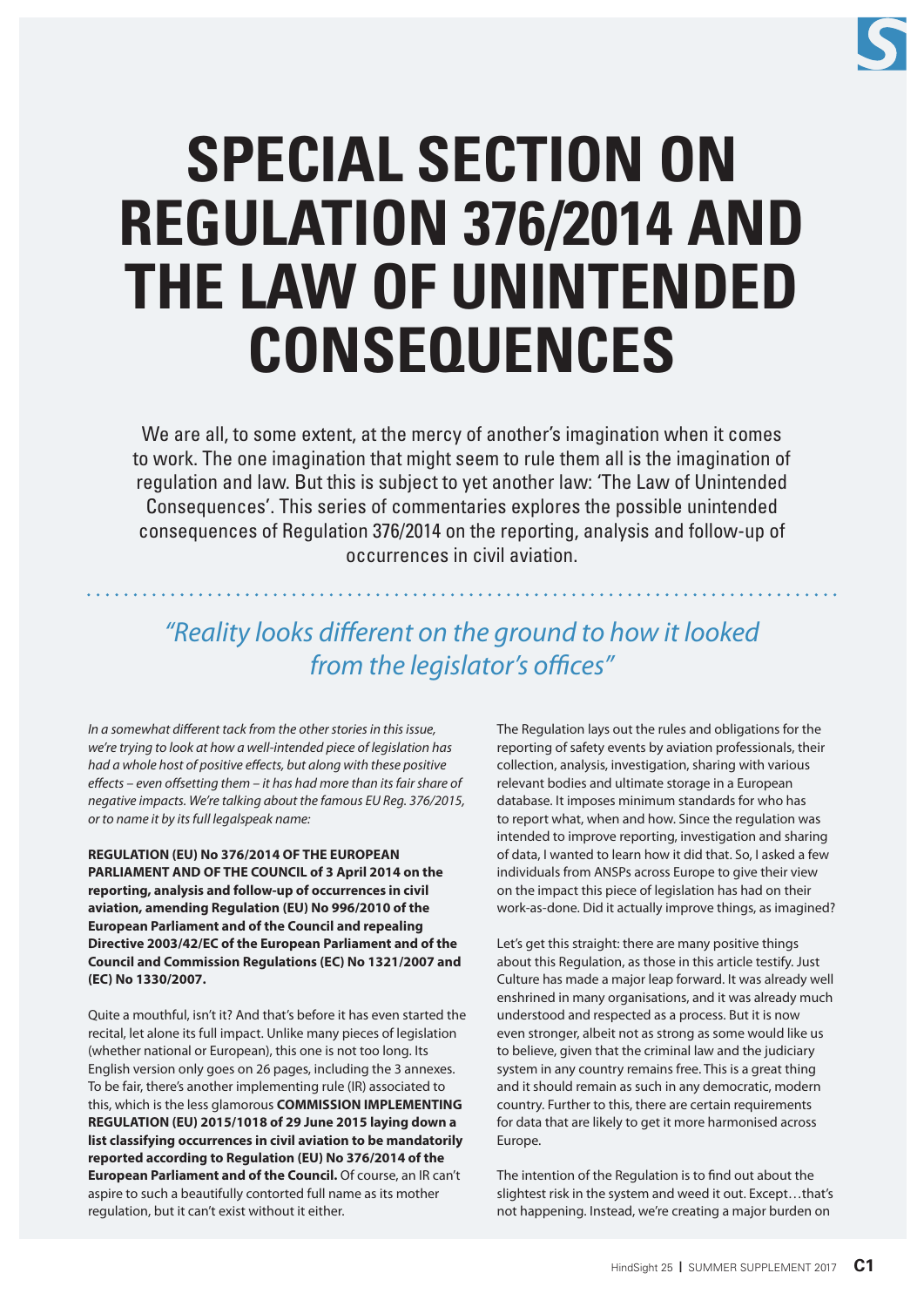# SPECIAL SECTION ON REGULATION 376/2014 AND THE LAW OF UNINTENDED CONSEQUENCES

We are all, to some extent, at the mercy of another's imagination when it comes to work. The one imagination that might seem to rule them all is the imagination of regulation and law. But this is subject to yet another law: 'The Law of Unintended Consequences'. This series of commentaries explores the possible unintended consequences of Regulation 376/2014 on the reporting, analysis and follow-up of occurrences in civil aviation.

*"Reality looks different on the ground to how it looked from the legislator's offices"*

*In a somewhat different tack from the other stories in this issue, we're trying to look at how a well-intended piece of legislation has had a whole host of positive effects, but along with these positive effects – even offsetting them – it has had more than its fair share of negative impacts. We're talking about the famous EU Reg. 376/2015, or to name it by its full legalspeak name:*

**REGULATION (EU) No 376/2014 OF THE EUROPEAN PARLIAMENT AND OF THE COUNCIL of 3 April 2014 on the reporting, analysis and follow-up of occurrences in civil aviation, amending Regulation (EU) No 996/2010 of the European Parliament and of the Council and repealing Directive 2003/42/EC of the European Parliament and of the Council and Commission Regulations (EC) No 1321/2007 and (EC) No 1330/2007.**

Quite a mouthful, isn't it? And that's before it has even started the recital, let alone its full impact. Unlike many pieces of legislation (whether national or European), this one is not too long. Its English version only goes on 26 pages, including the 3 annexes. To be fair, there's another implementing rule (IR) associated to this, which is the less glamorous **COMMISSION IMPLEMENTING REGULATION (EU) 2015/1018 of 29 June 2015 laying down a list classifying occurrences in civil aviation to be mandatorily reported according to Regulation (EU) No 376/2014 of the European Parliament and of the Council.** Of course, an IR can't aspire to such a beautifully contorted full name as its mother regulation, but it can't exist without it either.

The Regulation lays out the rules and obligations for the reporting of safety events by aviation professionals, their collection, analysis, investigation, sharing with various relevant bodies and ultimate storage in a European database. It imposes minimum standards for who has to report what, when and how. Since the regulation was intended to improve reporting, investigation and sharing of data, I wanted to learn how it did that. So, I asked a few individuals from ANSPs across Europe to give their view on the impact this piece of legislation has had on their work-as-done. Did it actually improve things, as imagined?

Let's get this straight: there are many positive things about this Regulation, as those in this article testify. Just Culture has made a major leap forward. It was already well enshrined in many organisations, and it was already much understood and respected as a process. But it is now even stronger, albeit not as strong as some would like us to believe, given that the criminal law and the judiciary system in any country remains free. This is a great thing and it should remain as such in any democratic, modern country. Further to this, there are certain requirements for data that are likely to get it more harmonised across Europe.

The intention of the Regulation is to find out about the slightest risk in the system and weed it out. Except…that's not happening. Instead, we're creating a major burden on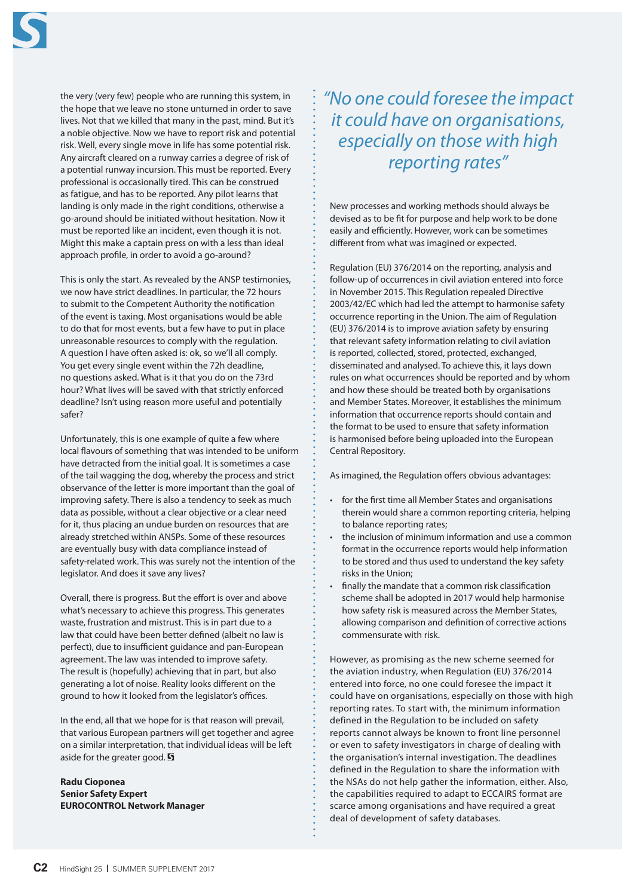the very (very few) people who are running this system, in the hope that we leave no stone unturned in order to save lives. Not that we killed that many in the past, mind. But it's a noble objective. Now we have to report risk and potential risk. Well, every single move in life has some potential risk. Any aircraft cleared on a runway carries a degree of risk of a potential runway incursion. This must be reported. Every professional is occasionally tired. This can be construed as fatigue, and has to be reported. Any pilot learns that landing is only made in the right conditions, otherwise a go-around should be initiated without hesitation. Now it must be reported like an incident, even though it is not. Might this make a captain press on with a less than ideal approach profile, in order to avoid a go-around?

This is only the start. As revealed by the ANSP testimonies, we now have strict deadlines. In particular, the 72 hours to submit to the Competent Authority the notification of the event is taxing. Most organisations would be able to do that for most events, but a few have to put in place unreasonable resources to comply with the regulation. A question I have often asked is: ok, so we'll all comply. You get every single event within the 72h deadline, no questions asked. What is it that you do on the 73rd hour? What lives will be saved with that strictly enforced deadline? Isn't using reason more useful and potentially safer?

Unfortunately, this is one example of quite a few where local flavours of something that was intended to be uniform have detracted from the initial goal. It is sometimes a case of the tail wagging the dog, whereby the process and strict observance of the letter is more important than the goal of improving safety. There is also a tendency to seek as much data as possible, without a clear objective or a clear need for it, thus placing an undue burden on resources that are already stretched within ANSPs. Some of these resources are eventually busy with data compliance instead of safety-related work. This was surely not the intention of the legislator. And does it save any lives?

Overall, there is progress. But the effort is over and above what's necessary to achieve this progress. This generates waste, frustration and mistrust. This is in part due to a law that could have been better defined (albeit no law is perfect), due to insufficient guidance and pan-European agreement. The law was intended to improve safety. The result is (hopefully) achieving that in part, but also generating a lot of noise. Reality looks different on the ground to how it looked from the legislator's offices.

In the end, all that we hope for is that reason will prevail, that various European partners will get together and agree on a similar interpretation, that individual ideas will be left aside for the greater good.

**Radu Cioponea**
**Senior Safety Expert**
**EUROCONTROL Network Manager**

*"No one could foresee the impact it could have on organisations, especially on those with high reporting rates"*

New processes and working methods should always be devised as to be fit for purpose and help work to be done easily and efficiently. However, work can be sometimes different from what was imagined or expected.

Regulation (EU) 376/2014 on the reporting, analysis and follow-up of occurrences in civil aviation entered into force in November 2015. This Regulation repealed Directive 2003/42/EC which had led the attempt to harmonise safety occurrence reporting in the Union. The aim of Regulation (EU) 376/2014 is to improve aviation safety by ensuring that relevant safety information relating to civil aviation is reported, collected, stored, protected, exchanged, disseminated and analysed. To achieve this, it lays down rules on what occurrences should be reported and by whom and how these should be treated both by organisations and Member States. Moreover, it establishes the minimum information that occurrence reports should contain and the format to be used to ensure that safety information is harmonised before being uploaded into the European Central Repository.

As imagined, the Regulation offers obvious advantages:

- for the first time all Member States and organisations therein would share a common reporting criteria, helping to balance reporting rates;
- the inclusion of minimum information and use a common format in the occurrence reports would help information to be stored and thus used to understand the key safety risks in the Union;
- finally the mandate that a common risk classification scheme shall be adopted in 2017 would help harmonise how safety risk is measured across the Member States, allowing comparison and definition of corrective actions commensurate with risk.

However, as promising as the new scheme seemed for the aviation industry, when Regulation (EU) 376/2014 entered into force, no one could foresee the impact it could have on organisations, especially on those with high reporting rates. To start with, the minimum information defined in the Regulation to be included on safety reports cannot always be known to front line personnel or even to safety investigators in charge of dealing with the organisation's internal investigation. The deadlines defined in the Regulation to share the information with the NSAs do not help gather the information, either. Also, the capabilities required to adapt to ECCAIRS format are scarce among organisations and have required a great deal of development of safety databases.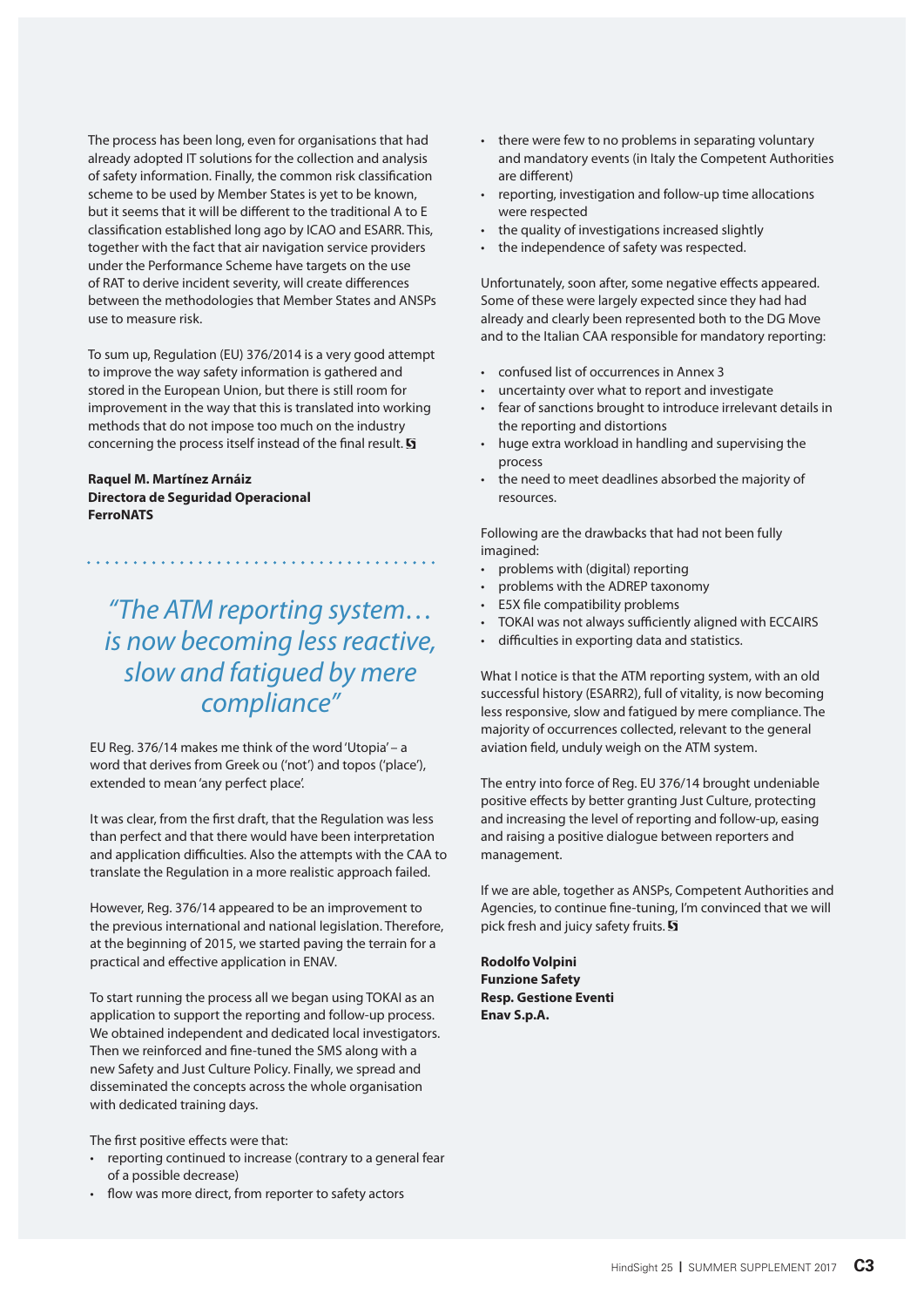The process has been long, even for organisations that had already adopted IT solutions for the collection and analysis of safety information. Finally, the common risk classification scheme to be used by Member States is yet to be known, but it seems that it will be different to the traditional A to E classification established long ago by ICAO and ESARR. This, together with the fact that air navigation service providers under the Performance Scheme have targets on the use of RAT to derive incident severity, will create differences between the methodologies that Member States and ANSPs use to measure risk.

To sum up, Regulation (EU) 376/2014 is a very good attempt to improve the way safety information is gathered and stored in the European Union, but there is still room for improvement in the way that this is translated into working methods that do not impose too much on the industry concerning the process itself instead of the final result. S

**Raquel M. Martínez Arnáiz**
**Directora de Seguridad Operacional**
**FerroNATS**

*"The ATM reporting system… is now becoming less reactive, slow and fatigued by mere compliance"*

EU Reg. 376/14 makes me think of the word 'Utopia' – a word that derives from Greek ou ('not') and topos ('place'), extended to mean 'any perfect place'.

It was clear, from the first draft, that the Regulation was less than perfect and that there would have been interpretation and application difficulties. Also the attempts with the CAA to translate the Regulation in a more realistic approach failed.

However, Reg. 376/14 appeared to be an improvement to the previous international and national legislation. Therefore, at the beginning of 2015, we started paving the terrain for a practical and effective application in ENAV.

To start running the process all we began using TOKAI as an application to support the reporting and follow-up process. We obtained independent and dedicated local investigators. Then we reinforced and fine-tuned the SMS along with a new Safety and Just Culture Policy. Finally, we spread and disseminated the concepts across the whole organisation with dedicated training days.

The first positive effects were that:

- reporting continued to increase (contrary to a general fear of a possible decrease)
- flow was more direct, from reporter to safety actors
- there were few to no problems in separating voluntary and mandatory events (in Italy the Competent Authorities are different)
- reporting, investigation and follow-up time allocations were respected
- the quality of investigations increased slightly
- the independence of safety was respected.

Unfortunately, soon after, some negative effects appeared. Some of these were largely expected since they had had already and clearly been represented both to the DG Move and to the Italian CAA responsible for mandatory reporting:

- confused list of occurrences in Annex 3
- uncertainty over what to report and investigate
- fear of sanctions brought to introduce irrelevant details in the reporting and distortions
- huge extra workload in handling and supervising the process
- the need to meet deadlines absorbed the majority of resources.

Following are the drawbacks that had not been fully imagined:

- problems with (digital) reporting
- problems with the ADREP taxonomy
- E5X file compatibility problems
- TOKAI was not always sufficiently aligned with ECCAIRS
- difficulties in exporting data and statistics.

What I notice is that the ATM reporting system, with an old successful history (ESARR2), full of vitality, is now becoming less responsive, slow and fatigued by mere compliance. The majority of occurrences collected, relevant to the general aviation field, unduly weigh on the ATM system.

The entry into force of Reg. EU 376/14 brought undeniable positive effects by better granting Just Culture, protecting and increasing the level of reporting and follow-up, easing and raising a positive dialogue between reporters and management.

If we are able, together as ANSPs, Competent Authorities and Agencies, to continue fine-tuning, I'm convinced that we will pick fresh and juicy safety fruits. S

**Rodolfo Volpini**
**Funzione Safety**
**Resp. Gestione Eventi**
**Enav S.p.A.**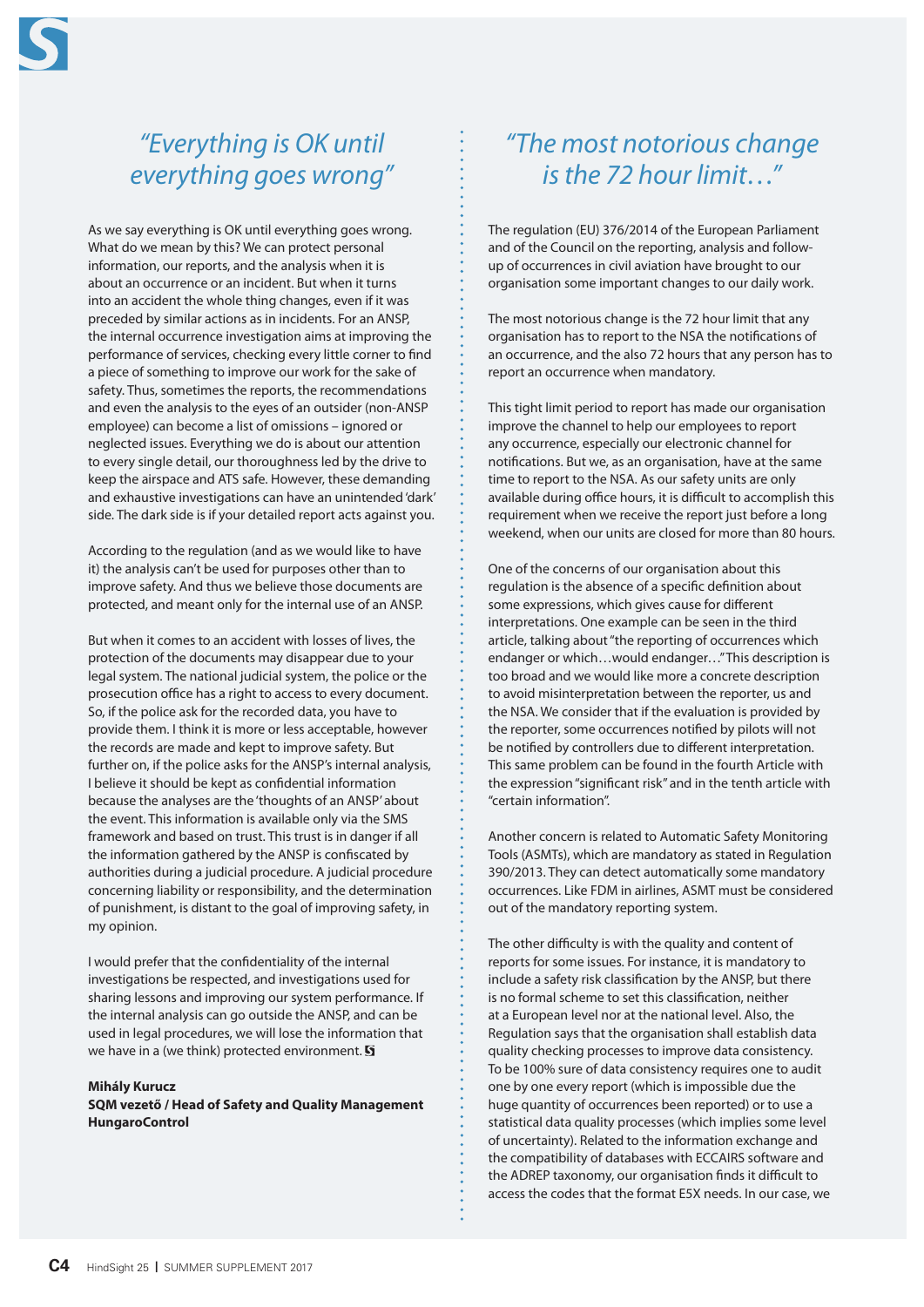## "Everything is OK until everything goes wrong"

As we say everything is OK until everything goes wrong. What do we mean by this? We can protect personal information, our reports, and the analysis when it is about an occurrence or an incident. But when it turns into an accident the whole thing changes, even if it was preceded by similar actions as in incidents. For an ANSP, the internal occurrence investigation aims at improving the performance of services, checking every little corner to find a piece of something to improve our work for the sake of safety. Thus, sometimes the reports, the recommendations and even the analysis to the eyes of an outsider (non-ANSP employee) can become a list of omissions – ignored or neglected issues. Everything we do is about our attention to every single detail, our thoroughness led by the drive to keep the airspace and ATS safe. However, these demanding and exhaustive investigations can have an unintended 'dark' side. The dark side is if your detailed report acts against you.

According to the regulation (and as we would like to have it) the analysis can't be used for purposes other than to improve safety. And thus we believe those documents are protected, and meant only for the internal use of an ANSP.

But when it comes to an accident with losses of lives, the protection of the documents may disappear due to your legal system. The national judicial system, the police or the prosecution office has a right to access to every document. So, if the police ask for the recorded data, you have to provide them. I think it is more or less acceptable, however the records are made and kept to improve safety. But further on, if the police asks for the ANSP's internal analysis, I believe it should be kept as confidential information because the analyses are the 'thoughts of an ANSP' about the event. This information is available only via the SMS framework and based on trust. This trust is in danger if all the information gathered by the ANSP is confiscated by authorities during a judicial procedure. A judicial procedure concerning liability or responsibility, and the determination of punishment, is distant to the goal of improving safety, in my opinion.

I would prefer that the confidentiality of the internal investigations be respected, and investigations used for sharing lessons and improving our system performance. If the internal analysis can go outside the ANSP, and can be used in legal procedures, we will lose the information that we have in a (we think) protected environment.

**Mihály Kurucz**
**SQM vezető / Head of Safety and Quality Management**
**HungaroControl**

## "The most notorious change is the 72 hour limit…"

The regulation (EU) 376/2014 of the European Parliament and of the Council on the reporting, analysis and follow-up of occurrences in civil aviation have brought to our organisation some important changes to our daily work.

The most notorious change is the 72 hour limit that any organisation has to report to the NSA the notifications of an occurrence, and the also 72 hours that any person has to report an occurrence when mandatory.

This tight limit period to report has made our organisation improve the channel to help our employees to report any occurrence, especially our electronic channel for notifications. But we, as an organisation, have at the same time to report to the NSA. As our safety units are only available during office hours, it is difficult to accomplish this requirement when we receive the report just before a long weekend, when our units are closed for more than 80 hours.

One of the concerns of our organisation about this regulation is the absence of a specific definition about some expressions, which gives cause for different interpretations. One example can be seen in the third article, talking about "the reporting of occurrences which endanger or which…would endanger…" This description is too broad and we would like more a concrete description to avoid misinterpretation between the reporter, us and the NSA. We consider that if the evaluation is provided by the reporter, some occurrences notified by pilots will not be notified by controllers due to different interpretation. This same problem can be found in the fourth Article with the expression "significant risk" and in the tenth article with "certain information".

Another concern is related to Automatic Safety Monitoring Tools (ASMTs), which are mandatory as stated in Regulation 390/2013. They can detect automatically some mandatory occurrences. Like FDM in airlines, ASMT must be considered out of the mandatory reporting system.

The other difficulty is with the quality and content of reports for some issues. For instance, it is mandatory to include a safety risk classification by the ANSP, but there is no formal scheme to set this classification, neither at a European level nor at the national level. Also, the Regulation says that the organisation shall establish data quality checking processes to improve data consistency. To be 100% sure of data consistency requires one to audit one by one every report (which is impossible due the huge quantity of occurrences been reported) or to use a statistical data quality processes (which implies some level of uncertainty). Related to the information exchange and the compatibility of databases with ECCAIRS software and the ADREP taxonomy, our organisation finds it difficult to access the codes that the format E5X needs. In our case, we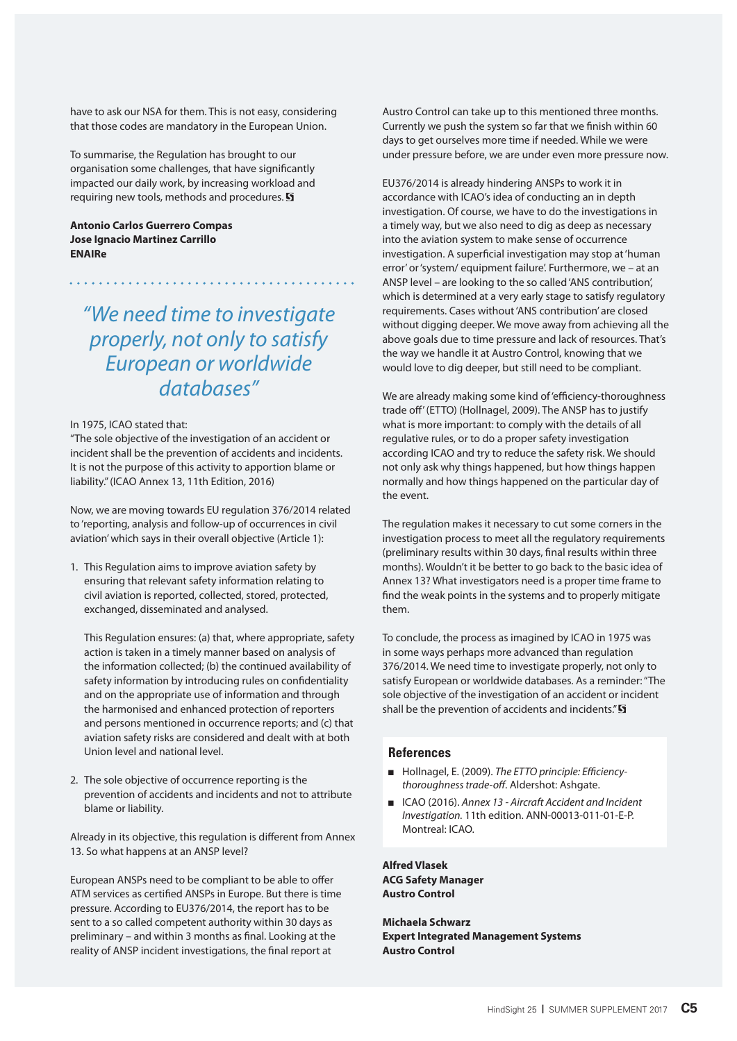have to ask our NSA for them. This is not easy, considering that those codes are mandatory in the European Union.

To summarise, the Regulation has brought to our organisation some challenges, that have significantly impacted our daily work, by increasing workload and requiring new tools, methods and procedures.

**Antonio Carlos Guerrero Compas**
**Jose Ignacio Martinez Carrillo**
**ENAIRe**

## *"We need time to investigate properly, not only to satisfy European or worldwide databases"*

In 1975, ICAO stated that:
"The sole objective of the investigation of an accident or incident shall be the prevention of accidents and incidents. It is not the purpose of this activity to apportion blame or liability." (ICAO Annex 13, 11th Edition, 2016)

Now, we are moving towards EU regulation 376/2014 related to 'reporting, analysis and follow-up of occurrences in civil aviation' which says in their overall objective (Article 1):

1. This Regulation aims to improve aviation safety by ensuring that relevant safety information relating to civil aviation is reported, collected, stored, protected, exchanged, disseminated and analysed.

   This Regulation ensures: (a) that, where appropriate, safety action is taken in a timely manner based on analysis of the information collected; (b) the continued availability of safety information by introducing rules on confidentiality and on the appropriate use of information and through the harmonised and enhanced protection of reporters and persons mentioned in occurrence reports; and (c) that aviation safety risks are considered and dealt with at both Union level and national level.

2. The sole objective of occurrence reporting is the prevention of accidents and incidents and not to attribute blame or liability.

Already in its objective, this regulation is different from Annex 13. So what happens at an ANSP level?

European ANSPs need to be compliant to be able to offer ATM services as certified ANSPs in Europe. But there is time pressure. According to EU376/2014, the report has to be sent to a so called competent authority within 30 days as preliminary – and within 3 months as final. Looking at the reality of ANSP incident investigations, the final report at Austro Control can take up to this mentioned three months. Currently we push the system so far that we finish within 60 days to get ourselves more time if needed. While we were under pressure before, we are under even more pressure now.

EU376/2014 is already hindering ANSPs to work it in accordance with ICAO's idea of conducting an in depth investigation. Of course, we have to do the investigations in a timely way, but we also need to dig as deep as necessary into the aviation system to make sense of occurrence investigation. A superficial investigation may stop at 'human error' or 'system/ equipment failure'. Furthermore, we – at an ANSP level – are looking to the so called 'ANS contribution', which is determined at a very early stage to satisfy regulatory requirements. Cases without 'ANS contribution' are closed without digging deeper. We move away from achieving all the above goals due to time pressure and lack of resources. That's the way we handle it at Austro Control, knowing that we would love to dig deeper, but still need to be compliant.

We are already making some kind of 'efficiency-thoroughness trade off' (ETTO) (Hollnagel, 2009). The ANSP has to justify what is more important: to comply with the details of all regulative rules, or to do a proper safety investigation according ICAO and try to reduce the safety risk. We should not only ask why things happened, but how things happen normally and how things happened on the particular day of the event.

The regulation makes it necessary to cut some corners in the investigation process to meet all the regulatory requirements (preliminary results within 30 days, final results within three months). Wouldn't it be better to go back to the basic idea of Annex 13? What investigators need is a proper time frame to find the weak points in the systems and to properly mitigate them.

To conclude, the process as imagined by ICAO in 1975 was in some ways perhaps more advanced than regulation 376/2014. We need time to investigate properly, not only to satisfy European or worldwide databases. As a reminder: "The sole objective of the investigation of an accident or incident shall be the prevention of accidents and incidents."

### References

- Hollnagel, E. (2009). *The ETTO principle: Efficiency-thoroughness trade-off*. Aldershot: Ashgate.
- ICAO (2016). *Annex 13 - Aircraft Accident and Incident Investigation.* 11th edition. ANN-00013-011-01-E-P. Montreal: ICAO.

**Alfred Vlasek**
**ACG Safety Manager**
**Austro Control**

**Michaela Schwarz**
**Expert Integrated Management Systems**
**Austro Control**